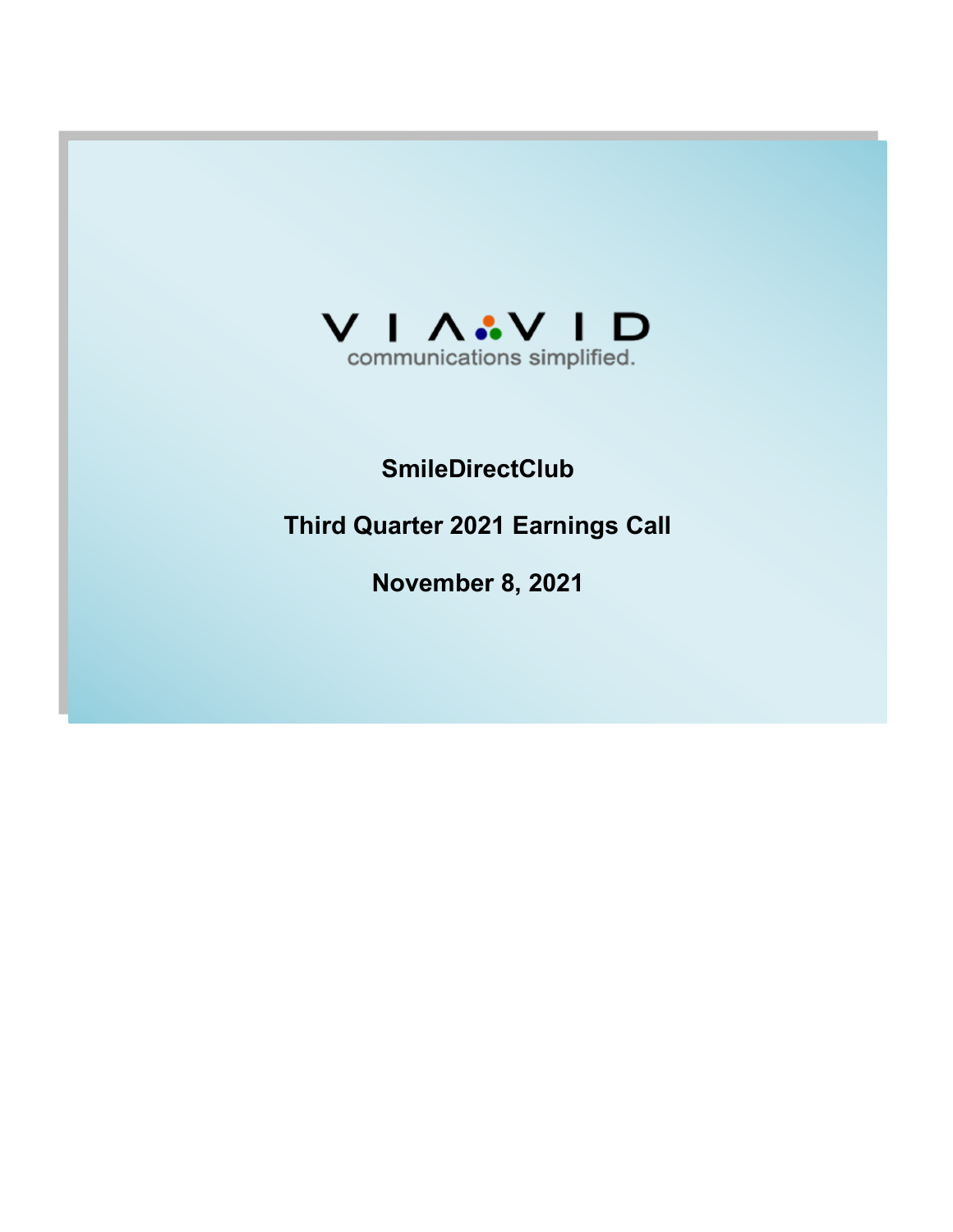VIAVID

communications simplified.

**SmileDirectClub**

**Third Quarter 2021 Earnings Call**

**November 8, 2021**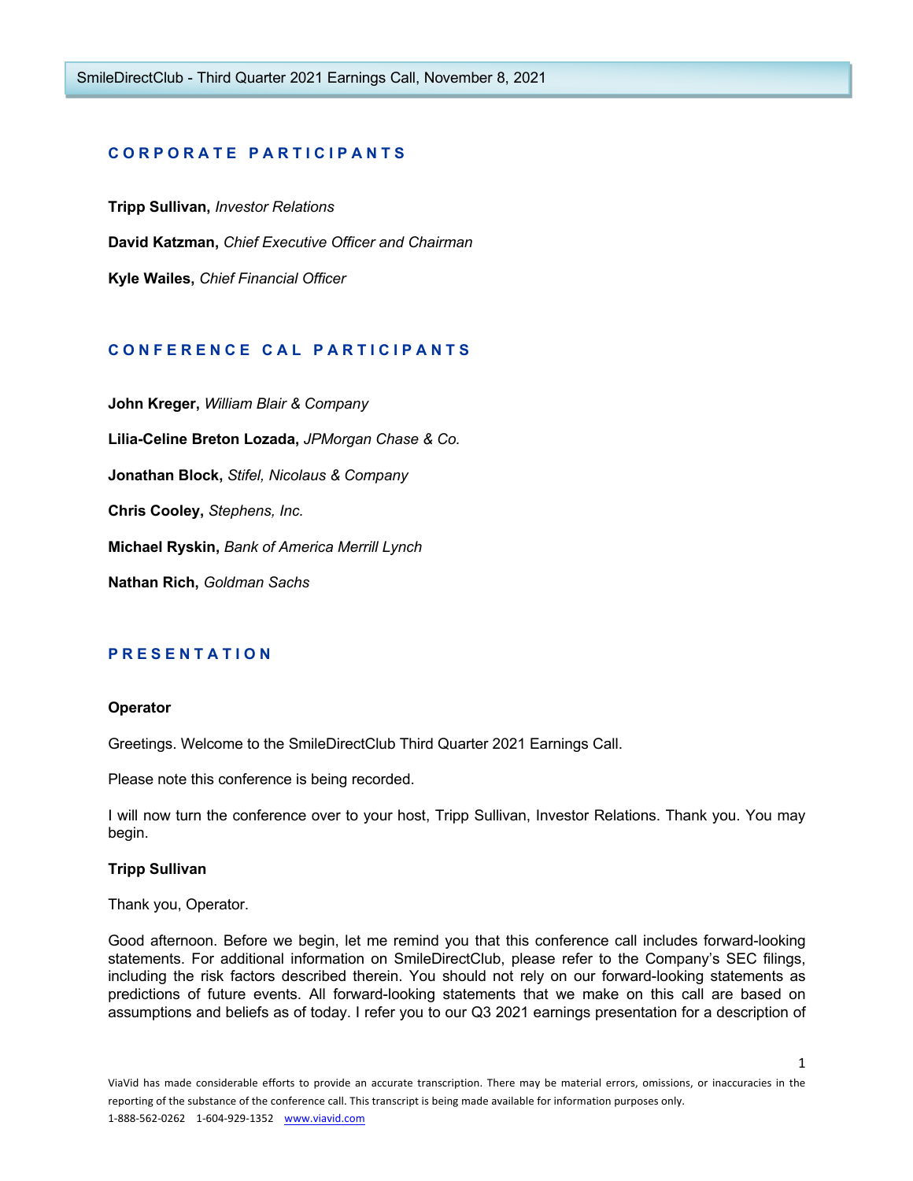## CORPORATE PARTICIPANTS

**Tripp Sullivan,** *Investor Relations*

**David Katzman,** *Chief Executive Officer and Chairman*

**Kyle Wailes,** *Chief Financial Officer*

## CONFERENCE CAL PARTICIPANTS

**John Kreger,** *William Blair & Company*

**Lilia-Celine Breton Lozada,** *JPMorgan Chase & Co.*

**Jonathan Block,** *Stifel, Nicolaus & Company*

**Chris Cooley,** *Stephens, Inc.*

**Michael Ryskin,** *Bank of America Merrill Lynch*

**Nathan Rich,** *Goldman Sachs*

## PRESENTATION

**Operator**

Greetings. Welcome to the SmileDirectClub Third Quarter 2021 Earnings Call.

Please note this conference is being recorded.

I will now turn the conference over to your host, Tripp Sullivan, Investor Relations. Thank you. You may begin.

**Tripp Sullivan**

Thank you, Operator.

Good afternoon. Before we begin, let me remind you that this conference call includes forward-looking statements. For additional information on SmileDirectClub, please refer to the Company's SEC filings, including the risk factors described therein. You should not rely on our forward-looking statements as predictions of future events. All forward-looking statements that we make on this call are based on assumptions and beliefs as of today. I refer you to our Q3 2021 earnings presentation for a description of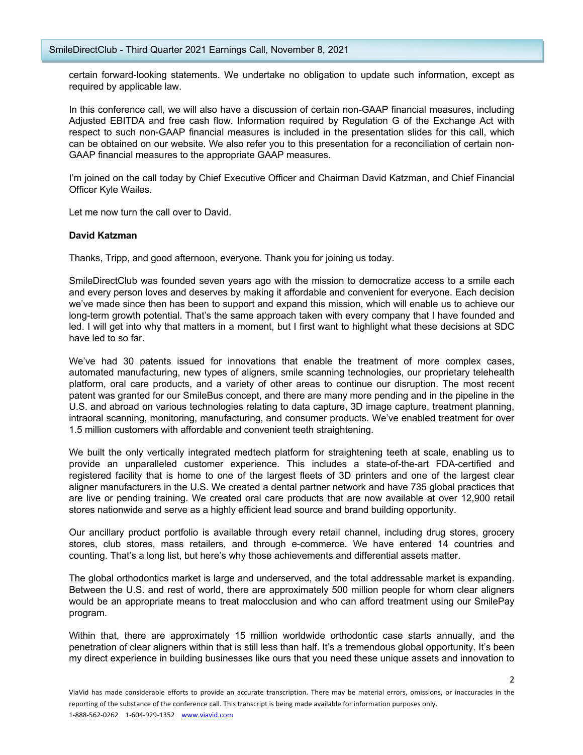certain forward-looking statements. We undertake no obligation to update such information, except as required by applicable law.

In this conference call, we will also have a discussion of certain non-GAAP financial measures, including Adjusted EBITDA and free cash flow. Information required by Regulation G of the Exchange Act with respect to such non-GAAP financial measures is included in the presentation slides for this call, which can be obtained on our website. We also refer you to this presentation for a reconciliation of certain non-GAAP financial measures to the appropriate GAAP measures.

I'm joined on the call today by Chief Executive Officer and Chairman David Katzman, and Chief Financial Officer Kyle Wailes.

Let me now turn the call over to David.

**David Katzman**

Thanks, Tripp, and good afternoon, everyone. Thank you for joining us today.

SmileDirectClub was founded seven years ago with the mission to democratize access to a smile each and every person loves and deserves by making it affordable and convenient for everyone. Each decision we've made since then has been to support and expand this mission, which will enable us to achieve our long-term growth potential. That's the same approach taken with every company that I have founded and led. I will get into why that matters in a moment, but I first want to highlight what these decisions at SDC have led to so far.

We've had 30 patents issued for innovations that enable the treatment of more complex cases, automated manufacturing, new types of aligners, smile scanning technologies, our proprietary telehealth platform, oral care products, and a variety of other areas to continue our disruption. The most recent patent was granted for our SmileBus concept, and there are many more pending and in the pipeline in the U.S. and abroad on various technologies relating to data capture, 3D image capture, treatment planning, intraoral scanning, monitoring, manufacturing, and consumer products. We've enabled treatment for over 1.5 million customers with affordable and convenient teeth straightening.

We built the only vertically integrated medtech platform for straightening teeth at scale, enabling us to provide an unparalleled customer experience. This includes a state-of-the-art FDA-certified and registered facility that is home to one of the largest fleets of 3D printers and one of the largest clear aligner manufacturers in the U.S. We created a dental partner network and have 735 global practices that are live or pending training. We created oral care products that are now available at over 12,900 retail stores nationwide and serve as a highly efficient lead source and brand building opportunity.

Our ancillary product portfolio is available through every retail channel, including drug stores, grocery stores, club stores, mass retailers, and through e-commerce. We have entered 14 countries and counting. That's a long list, but here's why those achievements and differential assets matter.

The global orthodontics market is large and underserved, and the total addressable market is expanding. Between the U.S. and rest of world, there are approximately 500 million people for whom clear aligners would be an appropriate means to treat malocclusion and who can afford treatment using our SmilePay program.

Within that, there are approximately 15 million worldwide orthodontic case starts annually, and the penetration of clear aligners within that is still less than half. It's a tremendous global opportunity. It's been my direct experience in building businesses like ours that you need these unique assets and innovation to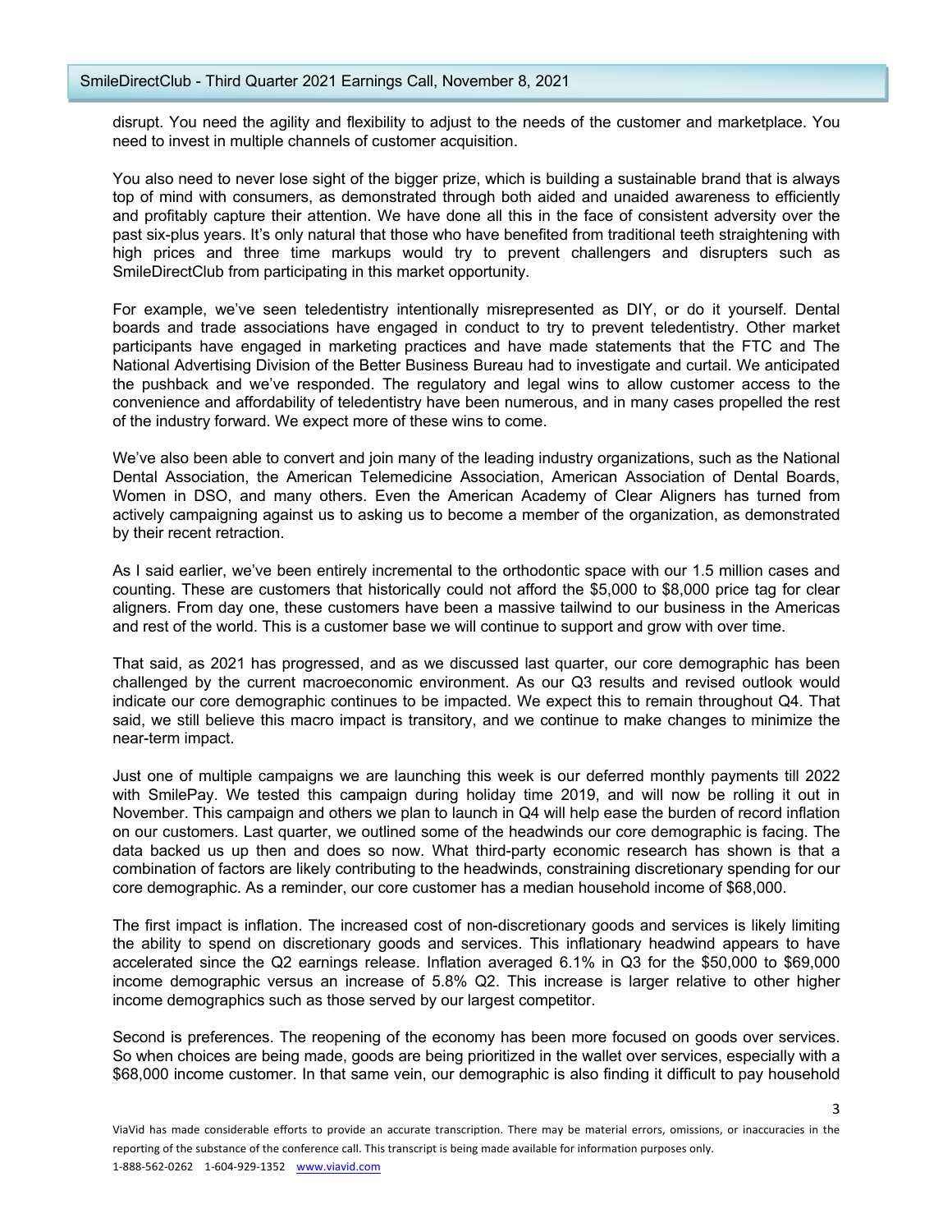disrupt. You need the agility and flexibility to adjust to the needs of the customer and marketplace. You need to invest in multiple channels of customer acquisition.

You also need to never lose sight of the bigger prize, which is building a sustainable brand that is always top of mind with consumers, as demonstrated through both aided and unaided awareness to efficiently and profitably capture their attention. We have done all this in the face of consistent adversity over the past six-plus years. It's only natural that those who have benefited from traditional teeth straightening with high prices and three time markups would try to prevent challengers and disrupters such as SmileDirectClub from participating in this market opportunity.

For example, we've seen teledentistry intentionally misrepresented as DIY, or do it yourself. Dental boards and trade associations have engaged in conduct to try to prevent teledentistry. Other market participants have engaged in marketing practices and have made statements that the FTC and The National Advertising Division of the Better Business Bureau had to investigate and curtail. We anticipated the pushback and we've responded. The regulatory and legal wins to allow customer access to the convenience and affordability of teledentistry have been numerous, and in many cases propelled the rest of the industry forward. We expect more of these wins to come.

We've also been able to convert and join many of the leading industry organizations, such as the National Dental Association, the American Telemedicine Association, American Association of Dental Boards, Women in DSO, and many others. Even the American Academy of Clear Aligners has turned from actively campaigning against us to asking us to become a member of the organization, as demonstrated by their recent retraction.

As I said earlier, we've been entirely incremental to the orthodontic space with our 1.5 million cases and counting. These are customers that historically could not afford the $5,000 to $8,000 price tag for clear aligners. From day one, these customers have been a massive tailwind to our business in the Americas and rest of the world. This is a customer base we will continue to support and grow with over time.

That said, as 2021 has progressed, and as we discussed last quarter, our core demographic has been challenged by the current macroeconomic environment. As our Q3 results and revised outlook would indicate our core demographic continues to be impacted. We expect this to remain throughout Q4. That said, we still believe this macro impact is transitory, and we continue to make changes to minimize the near-term impact.

Just one of multiple campaigns we are launching this week is our deferred monthly payments till 2022 with SmilePay. We tested this campaign during holiday time 2019, and will now be rolling it out in November. This campaign and others we plan to launch in Q4 will help ease the burden of record inflation on our customers. Last quarter, we outlined some of the headwinds our core demographic is facing. The data backed us up then and does so now. What third-party economic research has shown is that a combination of factors are likely contributing to the headwinds, constraining discretionary spending for our core demographic. As a reminder, our core customer has a median household income of $68,000.

The first impact is inflation. The increased cost of non-discretionary goods and services is likely limiting the ability to spend on discretionary goods and services. This inflationary headwind appears to have accelerated since the Q2 earnings release. Inflation averaged 6.1% in Q3 for the $50,000 to $69,000 income demographic versus an increase of 5.8% Q2. This increase is larger relative to other higher income demographics such as those served by our largest competitor.

Second is preferences. The reopening of the economy has been more focused on goods over services. So when choices are being made, goods are being prioritized in the wallet over services, especially with a $68,000 income customer. In that same vein, our demographic is also finding it difficult to pay household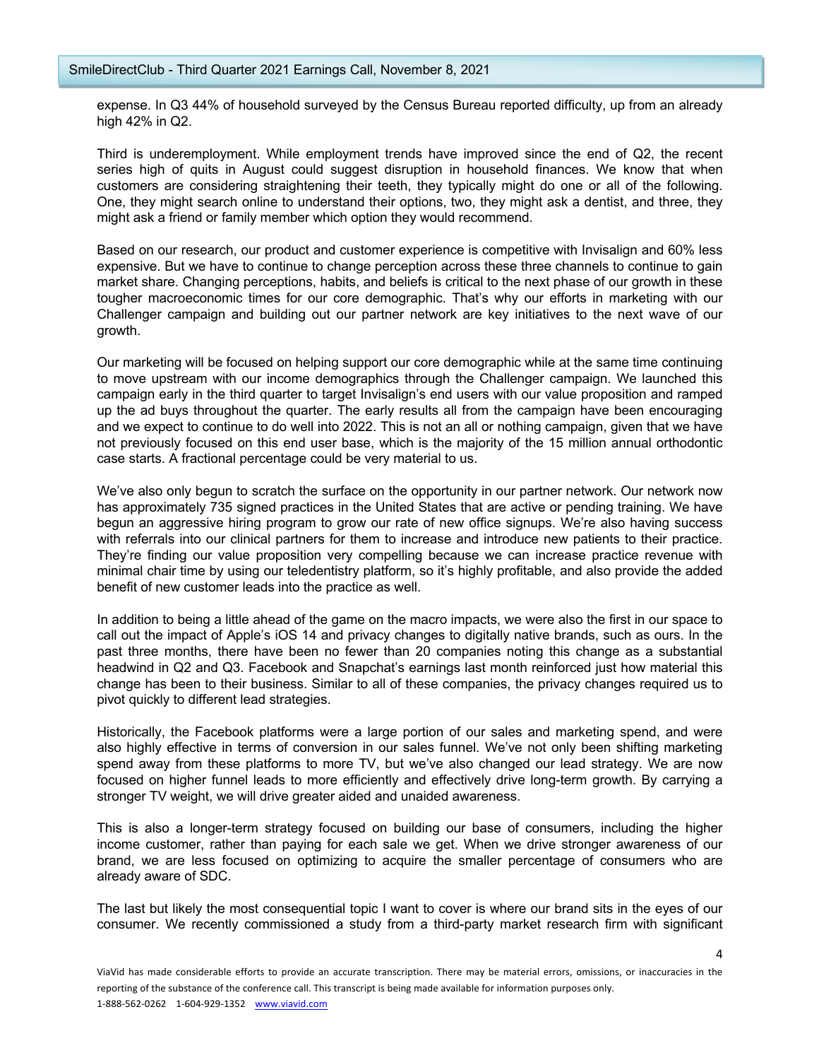expense. In Q3 44% of household surveyed by the Census Bureau reported difficulty, up from an already high 42% in Q2.

Third is underemployment. While employment trends have improved since the end of Q2, the recent series high of quits in August could suggest disruption in household finances. We know that when customers are considering straightening their teeth, they typically might do one or all of the following. One, they might search online to understand their options, two, they might ask a dentist, and three, they might ask a friend or family member which option they would recommend.

Based on our research, our product and customer experience is competitive with Invisalign and 60% less expensive. But we have to continue to change perception across these three channels to continue to gain market share. Changing perceptions, habits, and beliefs is critical to the next phase of our growth in these tougher macroeconomic times for our core demographic. That's why our efforts in marketing with our Challenger campaign and building out our partner network are key initiatives to the next wave of our growth.

Our marketing will be focused on helping support our core demographic while at the same time continuing to move upstream with our income demographics through the Challenger campaign. We launched this campaign early in the third quarter to target Invisalign's end users with our value proposition and ramped up the ad buys throughout the quarter. The early results all from the campaign have been encouraging and we expect to continue to do well into 2022. This is not an all or nothing campaign, given that we have not previously focused on this end user base, which is the majority of the 15 million annual orthodontic case starts. A fractional percentage could be very material to us.

We've also only begun to scratch the surface on the opportunity in our partner network. Our network now has approximately 735 signed practices in the United States that are active or pending training. We have begun an aggressive hiring program to grow our rate of new office signups. We're also having success with referrals into our clinical partners for them to increase and introduce new patients to their practice. They're finding our value proposition very compelling because we can increase practice revenue with minimal chair time by using our teledentistry platform, so it's highly profitable, and also provide the added benefit of new customer leads into the practice as well.

In addition to being a little ahead of the game on the macro impacts, we were also the first in our space to call out the impact of Apple's iOS 14 and privacy changes to digitally native brands, such as ours. In the past three months, there have been no fewer than 20 companies noting this change as a substantial headwind in Q2 and Q3. Facebook and Snapchat's earnings last month reinforced just how material this change has been to their business. Similar to all of these companies, the privacy changes required us to pivot quickly to different lead strategies.

Historically, the Facebook platforms were a large portion of our sales and marketing spend, and were also highly effective in terms of conversion in our sales funnel. We've not only been shifting marketing spend away from these platforms to more TV, but we've also changed our lead strategy. We are now focused on higher funnel leads to more efficiently and effectively drive long-term growth. By carrying a stronger TV weight, we will drive greater aided and unaided awareness.

This is also a longer-term strategy focused on building our base of consumers, including the higher income customer, rather than paying for each sale we get. When we drive stronger awareness of our brand, we are less focused on optimizing to acquire the smaller percentage of consumers who are already aware of SDC.

The last but likely the most consequential topic I want to cover is where our brand sits in the eyes of our consumer. We recently commissioned a study from a third-party market research firm with significant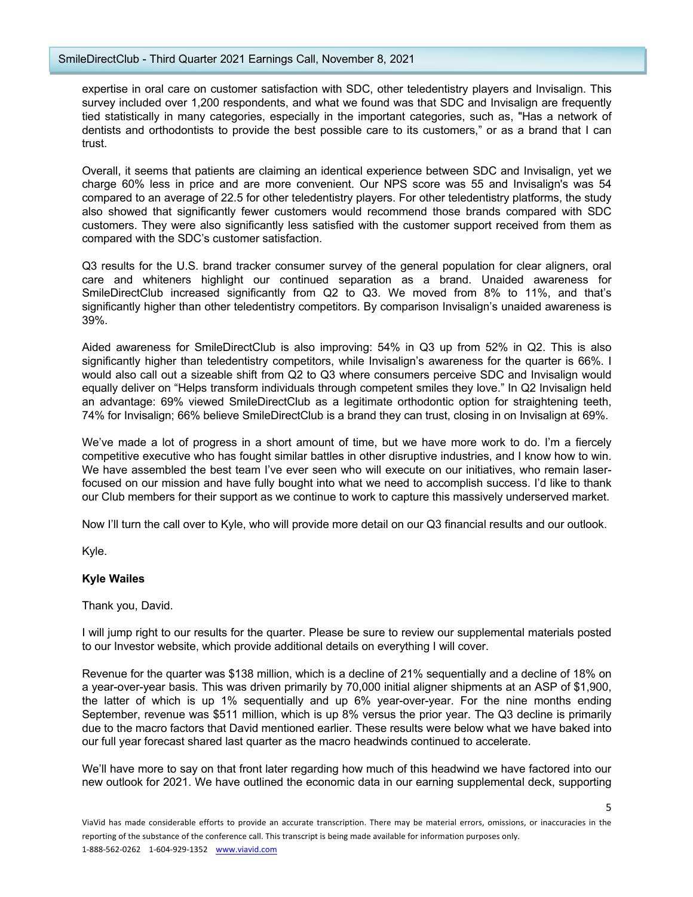expertise in oral care on customer satisfaction with SDC, other teledentistry players and Invisalign. This survey included over 1,200 respondents, and what we found was that SDC and Invisalign are frequently tied statistically in many categories, especially in the important categories, such as, "Has a network of dentists and orthodontists to provide the best possible care to its customers," or as a brand that I can trust.

Overall, it seems that patients are claiming an identical experience between SDC and Invisalign, yet we charge 60% less in price and are more convenient. Our NPS score was 55 and Invisalign's was 54 compared to an average of 22.5 for other teledentistry players. For other teledentistry platforms, the study also showed that significantly fewer customers would recommend those brands compared with SDC customers. They were also significantly less satisfied with the customer support received from them as compared with the SDC's customer satisfaction.

Q3 results for the U.S. brand tracker consumer survey of the general population for clear aligners, oral care and whiteners highlight our continued separation as a brand. Unaided awareness for SmileDirectClub increased significantly from Q2 to Q3. We moved from 8% to 11%, and that's significantly higher than other teledentistry competitors. By comparison Invisalign's unaided awareness is 39%.

Aided awareness for SmileDirectClub is also improving: 54% in Q3 up from 52% in Q2. This is also significantly higher than teledentistry competitors, while Invisalign's awareness for the quarter is 66%. I would also call out a sizeable shift from Q2 to Q3 where consumers perceive SDC and Invisalign would equally deliver on "Helps transform individuals through competent smiles they love." In Q2 Invisalign held an advantage: 69% viewed SmileDirectClub as a legitimate orthodontic option for straightening teeth, 74% for Invisalign; 66% believe SmileDirectClub is a brand they can trust, closing in on Invisalign at 69%.

We've made a lot of progress in a short amount of time, but we have more work to do. I'm a fiercely competitive executive who has fought similar battles in other disruptive industries, and I know how to win. We have assembled the best team I've ever seen who will execute on our initiatives, who remain laser-focused on our mission and have fully bought into what we need to accomplish success. I'd like to thank our Club members for their support as we continue to work to capture this massively underserved market.

Now I'll turn the call over to Kyle, who will provide more detail on our Q3 financial results and our outlook.

Kyle.

**Kyle Wailes**

Thank you, David.

I will jump right to our results for the quarter. Please be sure to review our supplemental materials posted to our Investor website, which provide additional details on everything I will cover.

Revenue for the quarter was $138 million, which is a decline of 21% sequentially and a decline of 18% on a year-over-year basis. This was driven primarily by 70,000 initial aligner shipments at an ASP of $1,900, the latter of which is up 1% sequentially and up 6% year-over-year. For the nine months ending September, revenue was $511 million, which is up 8% versus the prior year. The Q3 decline is primarily due to the macro factors that David mentioned earlier. These results were below what we have baked into our full year forecast shared last quarter as the macro headwinds continued to accelerate.

We'll have more to say on that front later regarding how much of this headwind we have factored into our new outlook for 2021. We have outlined the economic data in our earning supplemental deck, supporting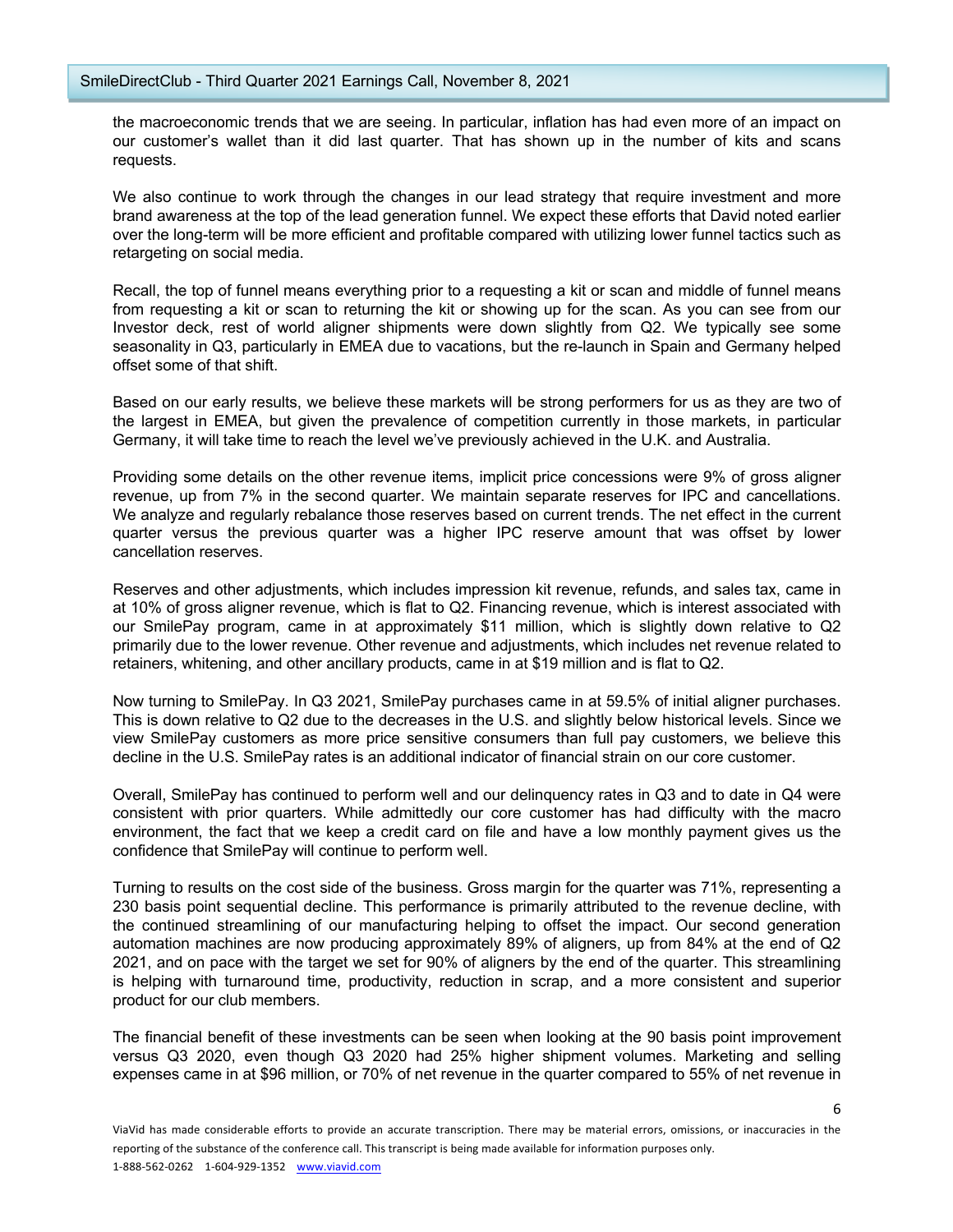the macroeconomic trends that we are seeing. In particular, inflation has had even more of an impact on our customer's wallet than it did last quarter. That has shown up in the number of kits and scans requests.

We also continue to work through the changes in our lead strategy that require investment and more brand awareness at the top of the lead generation funnel. We expect these efforts that David noted earlier over the long-term will be more efficient and profitable compared with utilizing lower funnel tactics such as retargeting on social media.

Recall, the top of funnel means everything prior to a requesting a kit or scan and middle of funnel means from requesting a kit or scan to returning the kit or showing up for the scan. As you can see from our Investor deck, rest of world aligner shipments were down slightly from Q2. We typically see some seasonality in Q3, particularly in EMEA due to vacations, but the re-launch in Spain and Germany helped offset some of that shift.

Based on our early results, we believe these markets will be strong performers for us as they are two of the largest in EMEA, but given the prevalence of competition currently in those markets, in particular Germany, it will take time to reach the level we've previously achieved in the U.K. and Australia.

Providing some details on the other revenue items, implicit price concessions were 9% of gross aligner revenue, up from 7% in the second quarter. We maintain separate reserves for IPC and cancellations. We analyze and regularly rebalance those reserves based on current trends. The net effect in the current quarter versus the previous quarter was a higher IPC reserve amount that was offset by lower cancellation reserves.

Reserves and other adjustments, which includes impression kit revenue, refunds, and sales tax, came in at 10% of gross aligner revenue, which is flat to Q2. Financing revenue, which is interest associated with our SmilePay program, came in at approximately $11 million, which is slightly down relative to Q2 primarily due to the lower revenue. Other revenue and adjustments, which includes net revenue related to retainers, whitening, and other ancillary products, came in at $19 million and is flat to Q2.

Now turning to SmilePay. In Q3 2021, SmilePay purchases came in at 59.5% of initial aligner purchases. This is down relative to Q2 due to the decreases in the U.S. and slightly below historical levels. Since we view SmilePay customers as more price sensitive consumers than full pay customers, we believe this decline in the U.S. SmilePay rates is an additional indicator of financial strain on our core customer.

Overall, SmilePay has continued to perform well and our delinquency rates in Q3 and to date in Q4 were consistent with prior quarters. While admittedly our core customer has had difficulty with the macro environment, the fact that we keep a credit card on file and have a low monthly payment gives us the confidence that SmilePay will continue to perform well.

Turning to results on the cost side of the business. Gross margin for the quarter was 71%, representing a 230 basis point sequential decline. This performance is primarily attributed to the revenue decline, with the continued streamlining of our manufacturing helping to offset the impact. Our second generation automation machines are now producing approximately 89% of aligners, up from 84% at the end of Q2 2021, and on pace with the target we set for 90% of aligners by the end of the quarter. This streamlining is helping with turnaround time, productivity, reduction in scrap, and a more consistent and superior product for our club members.

The financial benefit of these investments can be seen when looking at the 90 basis point improvement versus Q3 2020, even though Q3 2020 had 25% higher shipment volumes. Marketing and selling expenses came in at $96 million, or 70% of net revenue in the quarter compared to 55% of net revenue in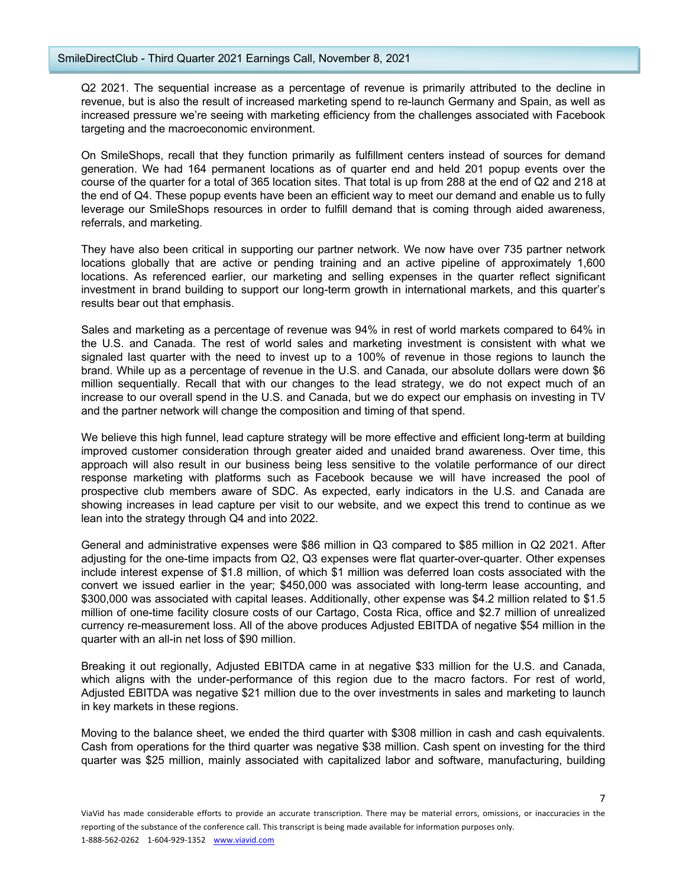Q2 2021. The sequential increase as a percentage of revenue is primarily attributed to the decline in revenue, but is also the result of increased marketing spend to re-launch Germany and Spain, as well as increased pressure we're seeing with marketing efficiency from the challenges associated with Facebook targeting and the macroeconomic environment.

On SmileShops, recall that they function primarily as fulfillment centers instead of sources for demand generation. We had 164 permanent locations as of quarter end and held 201 popup events over the course of the quarter for a total of 365 location sites. That total is up from 288 at the end of Q2 and 218 at the end of Q4. These popup events have been an efficient way to meet our demand and enable us to fully leverage our SmileShops resources in order to fulfill demand that is coming through aided awareness, referrals, and marketing.

They have also been critical in supporting our partner network. We now have over 735 partner network locations globally that are active or pending training and an active pipeline of approximately 1,600 locations. As referenced earlier, our marketing and selling expenses in the quarter reflect significant investment in brand building to support our long-term growth in international markets, and this quarter's results bear out that emphasis.

Sales and marketing as a percentage of revenue was 94% in rest of world markets compared to 64% in the U.S. and Canada. The rest of world sales and marketing investment is consistent with what we signaled last quarter with the need to invest up to a 100% of revenue in those regions to launch the brand. While up as a percentage of revenue in the U.S. and Canada, our absolute dollars were down $6 million sequentially. Recall that with our changes to the lead strategy, we do not expect much of an increase to our overall spend in the U.S. and Canada, but we do expect our emphasis on investing in TV and the partner network will change the composition and timing of that spend.

We believe this high funnel, lead capture strategy will be more effective and efficient long-term at building improved customer consideration through greater aided and unaided brand awareness. Over time, this approach will also result in our business being less sensitive to the volatile performance of our direct response marketing with platforms such as Facebook because we will have increased the pool of prospective club members aware of SDC. As expected, early indicators in the U.S. and Canada are showing increases in lead capture per visit to our website, and we expect this trend to continue as we lean into the strategy through Q4 and into 2022.

General and administrative expenses were $86 million in Q3 compared to $85 million in Q2 2021. After adjusting for the one-time impacts from Q2, Q3 expenses were flat quarter-over-quarter. Other expenses include interest expense of $1.8 million, of which $1 million was deferred loan costs associated with the convert we issued earlier in the year; $450,000 was associated with long-term lease accounting, and $300,000 was associated with capital leases. Additionally, other expense was $4.2 million related to $1.5 million of one-time facility closure costs of our Cartago, Costa Rica, office and $2.7 million of unrealized currency re-measurement loss. All of the above produces Adjusted EBITDA of negative $54 million in the quarter with an all-in net loss of $90 million.

Breaking it out regionally, Adjusted EBITDA came in at negative $33 million for the U.S. and Canada, which aligns with the under-performance of this region due to the macro factors. For rest of world, Adjusted EBITDA was negative $21 million due to the over investments in sales and marketing to launch in key markets in these regions.

Moving to the balance sheet, we ended the third quarter with $308 million in cash and cash equivalents. Cash from operations for the third quarter was negative $38 million. Cash spent on investing for the third quarter was $25 million, mainly associated with capitalized labor and software, manufacturing, building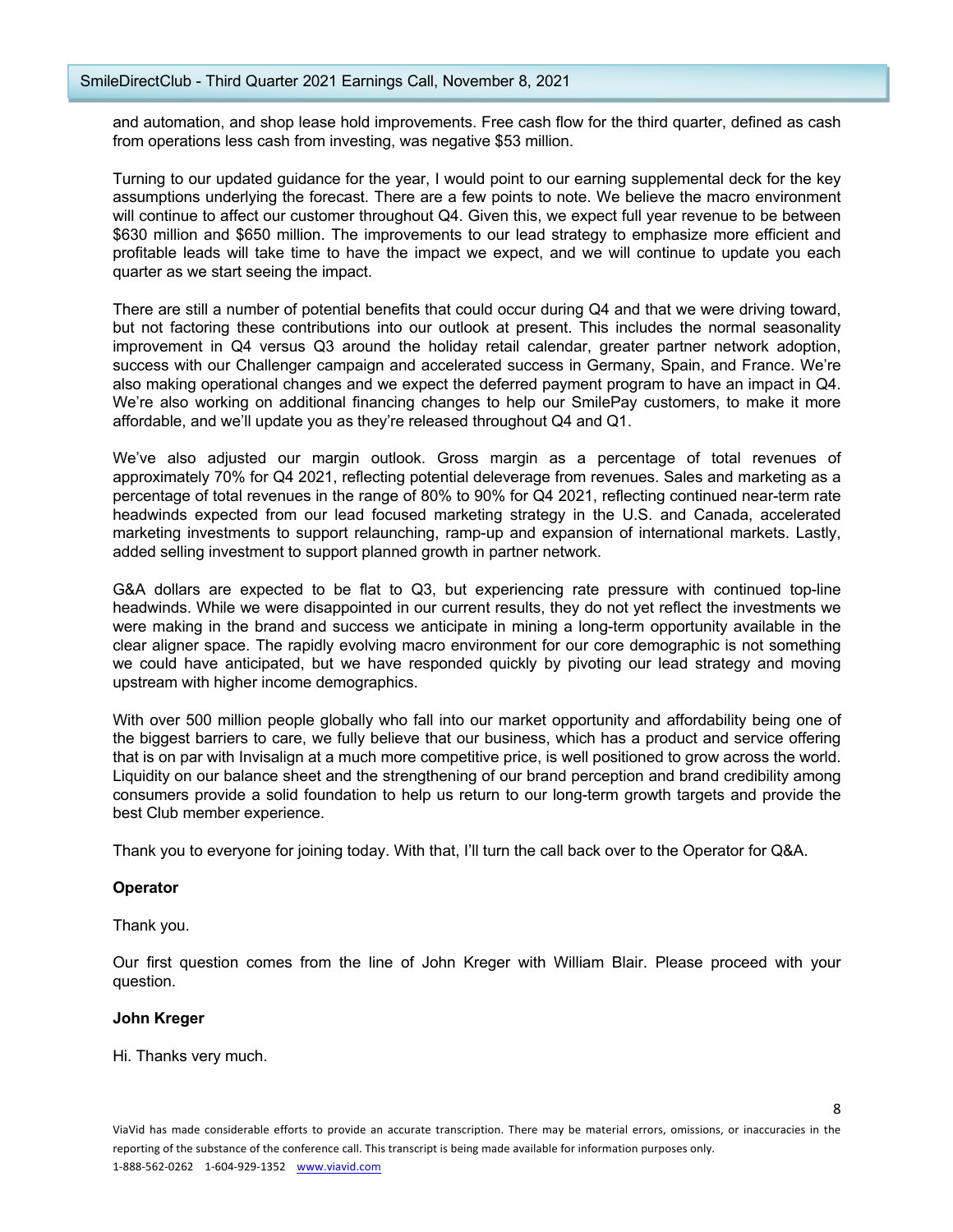and automation, and shop lease hold improvements. Free cash flow for the third quarter, defined as cash from operations less cash from investing, was negative $53 million.

Turning to our updated guidance for the year, I would point to our earning supplemental deck for the key assumptions underlying the forecast. There are a few points to note. We believe the macro environment will continue to affect our customer throughout Q4. Given this, we expect full year revenue to be between $630 million and $650 million. The improvements to our lead strategy to emphasize more efficient and profitable leads will take time to have the impact we expect, and we will continue to update you each quarter as we start seeing the impact.

There are still a number of potential benefits that could occur during Q4 and that we were driving toward, but not factoring these contributions into our outlook at present. This includes the normal seasonality improvement in Q4 versus Q3 around the holiday retail calendar, greater partner network adoption, success with our Challenger campaign and accelerated success in Germany, Spain, and France. We're also making operational changes and we expect the deferred payment program to have an impact in Q4. We're also working on additional financing changes to help our SmilePay customers, to make it more affordable, and we'll update you as they're released throughout Q4 and Q1.

We've also adjusted our margin outlook. Gross margin as a percentage of total revenues of approximately 70% for Q4 2021, reflecting potential deleverage from revenues. Sales and marketing as a percentage of total revenues in the range of 80% to 90% for Q4 2021, reflecting continued near-term rate headwinds expected from our lead focused marketing strategy in the U.S. and Canada, accelerated marketing investments to support relaunching, ramp-up and expansion of international markets. Lastly, added selling investment to support planned growth in partner network.

G&A dollars are expected to be flat to Q3, but experiencing rate pressure with continued top-line headwinds. While we were disappointed in our current results, they do not yet reflect the investments we were making in the brand and success we anticipate in mining a long-term opportunity available in the clear aligner space. The rapidly evolving macro environment for our core demographic is not something we could have anticipated, but we have responded quickly by pivoting our lead strategy and moving upstream with higher income demographics.

With over 500 million people globally who fall into our market opportunity and affordability being one of the biggest barriers to care, we fully believe that our business, which has a product and service offering that is on par with Invisalign at a much more competitive price, is well positioned to grow across the world. Liquidity on our balance sheet and the strengthening of our brand perception and brand credibility among consumers provide a solid foundation to help us return to our long-term growth targets and provide the best Club member experience.

Thank you to everyone for joining today. With that, I'll turn the call back over to the Operator for Q&A.

**Operator**

Thank you.

Our first question comes from the line of John Kreger with William Blair. Please proceed with your question.

**John Kreger**

Hi. Thanks very much.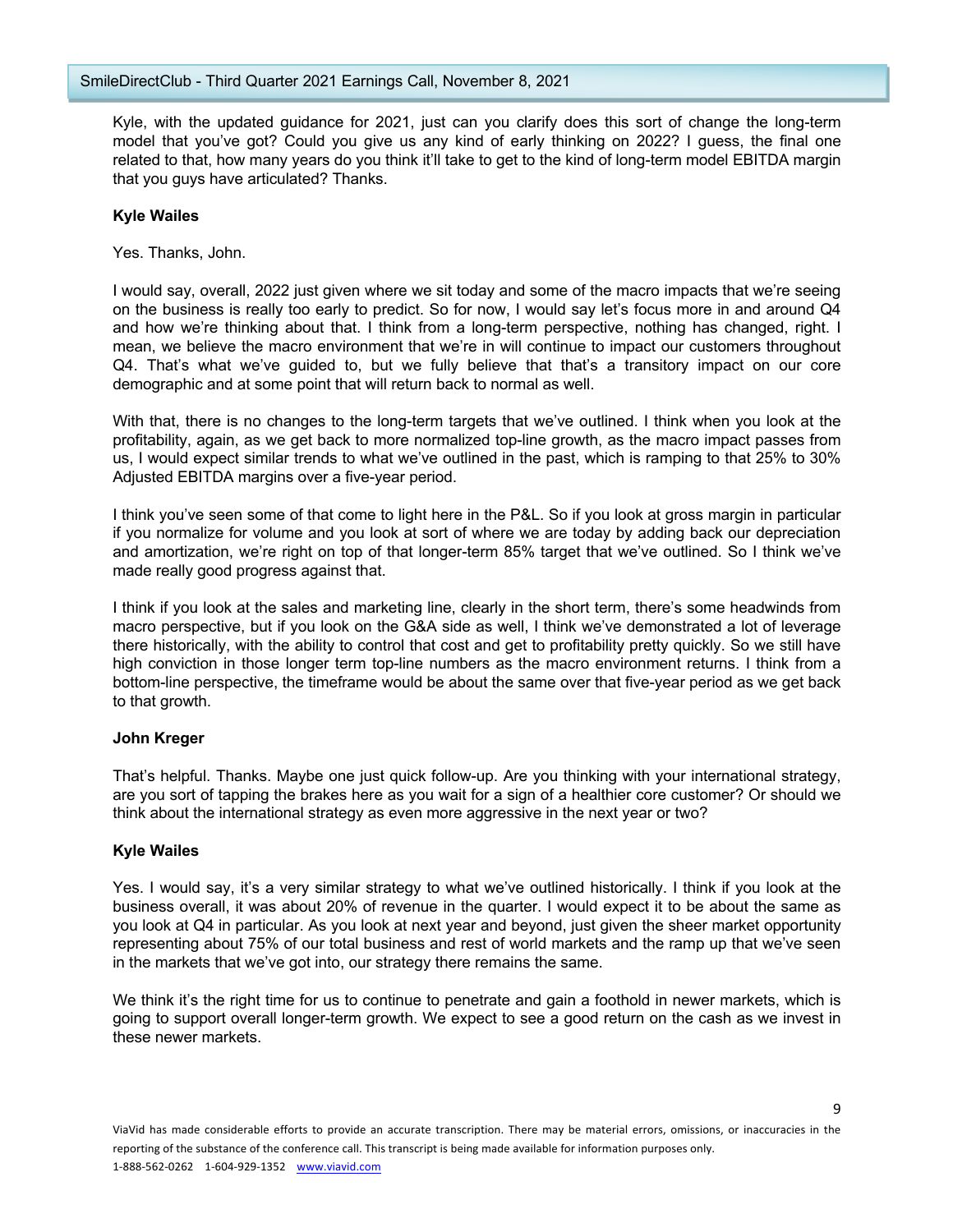Kyle, with the updated guidance for 2021, just can you clarify does this sort of change the long-term model that you've got? Could you give us any kind of early thinking on 2022? I guess, the final one related to that, how many years do you think it'll take to get to the kind of long-term model EBITDA margin that you guys have articulated? Thanks.

**Kyle Wailes**

Yes. Thanks, John.

I would say, overall, 2022 just given where we sit today and some of the macro impacts that we're seeing on the business is really too early to predict. So for now, I would say let's focus more in and around Q4 and how we're thinking about that. I think from a long-term perspective, nothing has changed, right. I mean, we believe the macro environment that we're in will continue to impact our customers throughout Q4. That's what we've guided to, but we fully believe that that's a transitory impact on our core demographic and at some point that will return back to normal as well.

With that, there is no changes to the long-term targets that we've outlined. I think when you look at the profitability, again, as we get back to more normalized top-line growth, as the macro impact passes from us, I would expect similar trends to what we've outlined in the past, which is ramping to that 25% to 30% Adjusted EBITDA margins over a five-year period.

I think you've seen some of that come to light here in the P&L. So if you look at gross margin in particular if you normalize for volume and you look at sort of where we are today by adding back our depreciation and amortization, we're right on top of that longer-term 85% target that we've outlined. So I think we've made really good progress against that.

I think if you look at the sales and marketing line, clearly in the short term, there's some headwinds from macro perspective, but if you look on the G&A side as well, I think we've demonstrated a lot of leverage there historically, with the ability to control that cost and get to profitability pretty quickly. So we still have high conviction in those longer term top-line numbers as the macro environment returns. I think from a bottom-line perspective, the timeframe would be about the same over that five-year period as we get back to that growth.

**John Kreger**

That's helpful. Thanks. Maybe one just quick follow-up. Are you thinking with your international strategy, are you sort of tapping the brakes here as you wait for a sign of a healthier core customer? Or should we think about the international strategy as even more aggressive in the next year or two?

**Kyle Wailes**

Yes. I would say, it's a very similar strategy to what we've outlined historically. I think if you look at the business overall, it was about 20% of revenue in the quarter. I would expect it to be about the same as you look at Q4 in particular. As you look at next year and beyond, just given the sheer market opportunity representing about 75% of our total business and rest of world markets and the ramp up that we've seen in the markets that we've got into, our strategy there remains the same.

We think it's the right time for us to continue to penetrate and gain a foothold in newer markets, which is going to support overall longer-term growth. We expect to see a good return on the cash as we invest in these newer markets.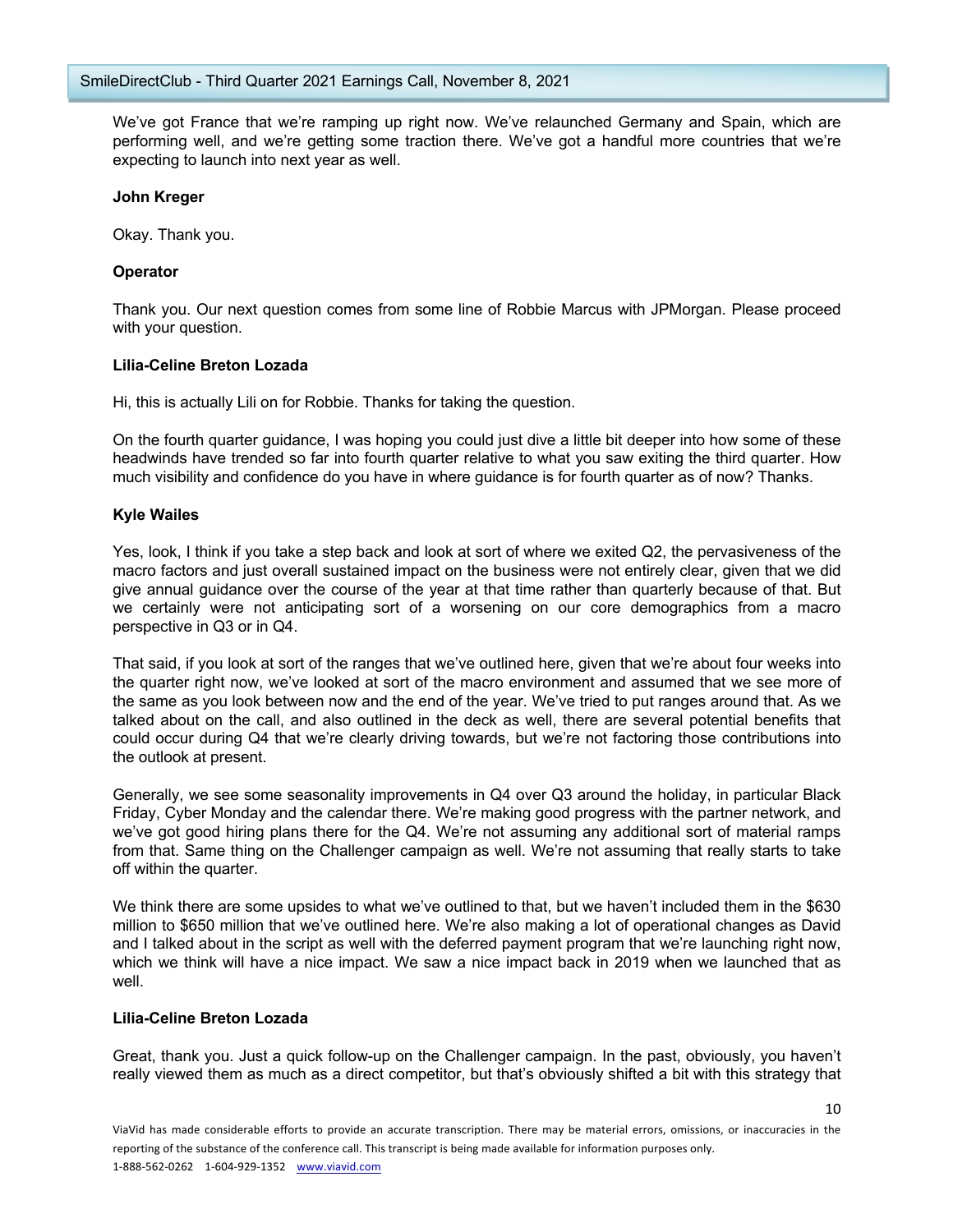We've got France that we're ramping up right now. We've relaunched Germany and Spain, which are performing well, and we're getting some traction there. We've got a handful more countries that we're expecting to launch into next year as well.

**John Kreger**

Okay. Thank you.

**Operator**

Thank you. Our next question comes from some line of Robbie Marcus with JPMorgan. Please proceed with your question.

**Lilia-Celine Breton Lozada**

Hi, this is actually Lili on for Robbie. Thanks for taking the question.

On the fourth quarter guidance, I was hoping you could just dive a little bit deeper into how some of these headwinds have trended so far into fourth quarter relative to what you saw exiting the third quarter. How much visibility and confidence do you have in where guidance is for fourth quarter as of now? Thanks.

**Kyle Wailes**

Yes, look, I think if you take a step back and look at sort of where we exited Q2, the pervasiveness of the macro factors and just overall sustained impact on the business were not entirely clear, given that we did give annual guidance over the course of the year at that time rather than quarterly because of that. But we certainly were not anticipating sort of a worsening on our core demographics from a macro perspective in Q3 or in Q4.

That said, if you look at sort of the ranges that we've outlined here, given that we're about four weeks into the quarter right now, we've looked at sort of the macro environment and assumed that we see more of the same as you look between now and the end of the year. We've tried to put ranges around that. As we talked about on the call, and also outlined in the deck as well, there are several potential benefits that could occur during Q4 that we're clearly driving towards, but we're not factoring those contributions into the outlook at present.

Generally, we see some seasonality improvements in Q4 over Q3 around the holiday, in particular Black Friday, Cyber Monday and the calendar there. We're making good progress with the partner network, and we've got good hiring plans there for the Q4. We're not assuming any additional sort of material ramps from that. Same thing on the Challenger campaign as well. We're not assuming that really starts to take off within the quarter.

We think there are some upsides to what we've outlined to that, but we haven't included them in the $630 million to $650 million that we've outlined here. We're also making a lot of operational changes as David and I talked about in the script as well with the deferred payment program that we're launching right now, which we think will have a nice impact. We saw a nice impact back in 2019 when we launched that as well.

**Lilia-Celine Breton Lozada**

Great, thank you. Just a quick follow-up on the Challenger campaign. In the past, obviously, you haven't really viewed them as much as a direct competitor, but that's obviously shifted a bit with this strategy that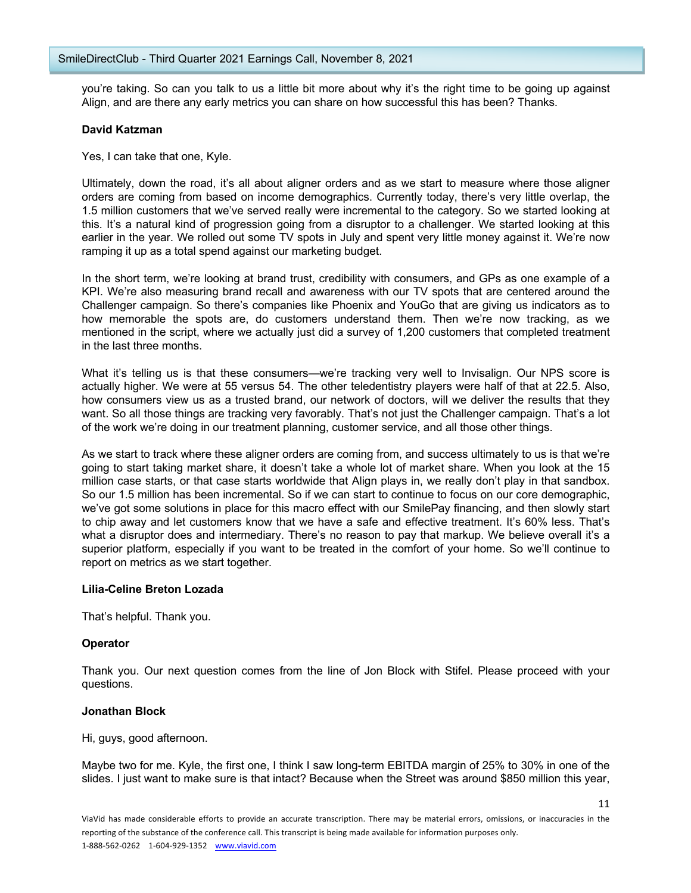you're taking. So can you talk to us a little bit more about why it's the right time to be going up against Align, and are there any early metrics you can share on how successful this has been? Thanks.

**David Katzman**

Yes, I can take that one, Kyle.

Ultimately, down the road, it's all about aligner orders and as we start to measure where those aligner orders are coming from based on income demographics. Currently today, there's very little overlap, the 1.5 million customers that we've served really were incremental to the category. So we started looking at this. It's a natural kind of progression going from a disruptor to a challenger. We started looking at this earlier in the year. We rolled out some TV spots in July and spent very little money against it. We're now ramping it up as a total spend against our marketing budget.

In the short term, we're looking at brand trust, credibility with consumers, and GPs as one example of a KPI. We're also measuring brand recall and awareness with our TV spots that are centered around the Challenger campaign. So there's companies like Phoenix and YouGo that are giving us indicators as to how memorable the spots are, do customers understand them. Then we're now tracking, as we mentioned in the script, where we actually just did a survey of 1,200 customers that completed treatment in the last three months.

What it's telling us is that these consumers—we're tracking very well to Invisalign. Our NPS score is actually higher. We were at 55 versus 54. The other teledentistry players were half of that at 22.5. Also, how consumers view us as a trusted brand, our network of doctors, will we deliver the results that they want. So all those things are tracking very favorably. That's not just the Challenger campaign. That's a lot of the work we're doing in our treatment planning, customer service, and all those other things.

As we start to track where these aligner orders are coming from, and success ultimately to us is that we're going to start taking market share, it doesn't take a whole lot of market share. When you look at the 15 million case starts, or that case starts worldwide that Align plays in, we really don't play in that sandbox. So our 1.5 million has been incremental. So if we can start to continue to focus on our core demographic, we've got some solutions in place for this macro effect with our SmilePay financing, and then slowly start to chip away and let customers know that we have a safe and effective treatment. It's 60% less. That's what a disruptor does and intermediary. There's no reason to pay that markup. We believe overall it's a superior platform, especially if you want to be treated in the comfort of your home. So we'll continue to report on metrics as we start together.

**Lilia-Celine Breton Lozada**

That's helpful. Thank you.

**Operator**

Thank you. Our next question comes from the line of Jon Block with Stifel. Please proceed with your questions.

**Jonathan Block**

Hi, guys, good afternoon.

Maybe two for me. Kyle, the first one, I think I saw long-term EBITDA margin of 25% to 30% in one of the slides. I just want to make sure is that intact? Because when the Street was around $850 million this year,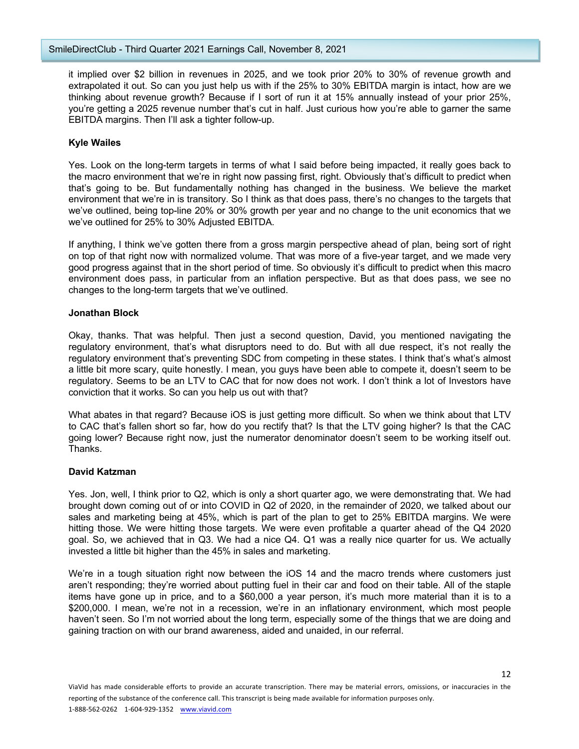it implied over $2 billion in revenues in 2025, and we took prior 20% to 30% of revenue growth and extrapolated it out. So can you just help us with if the 25% to 30% EBITDA margin is intact, how are we thinking about revenue growth? Because if I sort of run it at 15% annually instead of your prior 25%, you're getting a 2025 revenue number that's cut in half. Just curious how you're able to garner the same EBITDA margins. Then I'll ask a tighter follow-up.

**Kyle Wailes**

Yes. Look on the long-term targets in terms of what I said before being impacted, it really goes back to the macro environment that we're in right now passing first, right. Obviously that's difficult to predict when that's going to be. But fundamentally nothing has changed in the business. We believe the market environment that we're in is transitory. So I think as that does pass, there's no changes to the targets that we've outlined, being top-line 20% or 30% growth per year and no change to the unit economics that we we've outlined for 25% to 30% Adjusted EBITDA.

If anything, I think we've gotten there from a gross margin perspective ahead of plan, being sort of right on top of that right now with normalized volume. That was more of a five-year target, and we made very good progress against that in the short period of time. So obviously it's difficult to predict when this macro environment does pass, in particular from an inflation perspective. But as that does pass, we see no changes to the long-term targets that we've outlined.

**Jonathan Block**

Okay, thanks. That was helpful. Then just a second question, David, you mentioned navigating the regulatory environment, that's what disruptors need to do. But with all due respect, it's not really the regulatory environment that's preventing SDC from competing in these states. I think that's what's almost a little bit more scary, quite honestly. I mean, you guys have been able to compete it, doesn't seem to be regulatory. Seems to be an LTV to CAC that for now does not work. I don't think a lot of Investors have conviction that it works. So can you help us out with that?

What abates in that regard? Because iOS is just getting more difficult. So when we think about that LTV to CAC that's fallen short so far, how do you rectify that? Is that the LTV going higher? Is that the CAC going lower? Because right now, just the numerator denominator doesn't seem to be working itself out. Thanks.

**David Katzman**

Yes. Jon, well, I think prior to Q2, which is only a short quarter ago, we were demonstrating that. We had brought down coming out of or into COVID in Q2 of 2020, in the remainder of 2020, we talked about our sales and marketing being at 45%, which is part of the plan to get to 25% EBITDA margins. We were hitting those. We were hitting those targets. We were even profitable a quarter ahead of the Q4 2020 goal. So, we achieved that in Q3. We had a nice Q4. Q1 was a really nice quarter for us. We actually invested a little bit higher than the 45% in sales and marketing.

We're in a tough situation right now between the iOS 14 and the macro trends where customers just aren't responding; they're worried about putting fuel in their car and food on their table. All of the staple items have gone up in price, and to a $60,000 a year person, it's much more material than it is to a $200,000. I mean, we're not in a recession, we're in an inflationary environment, which most people haven't seen. So I'm not worried about the long term, especially some of the things that we are doing and gaining traction on with our brand awareness, aided and unaided, in our referral.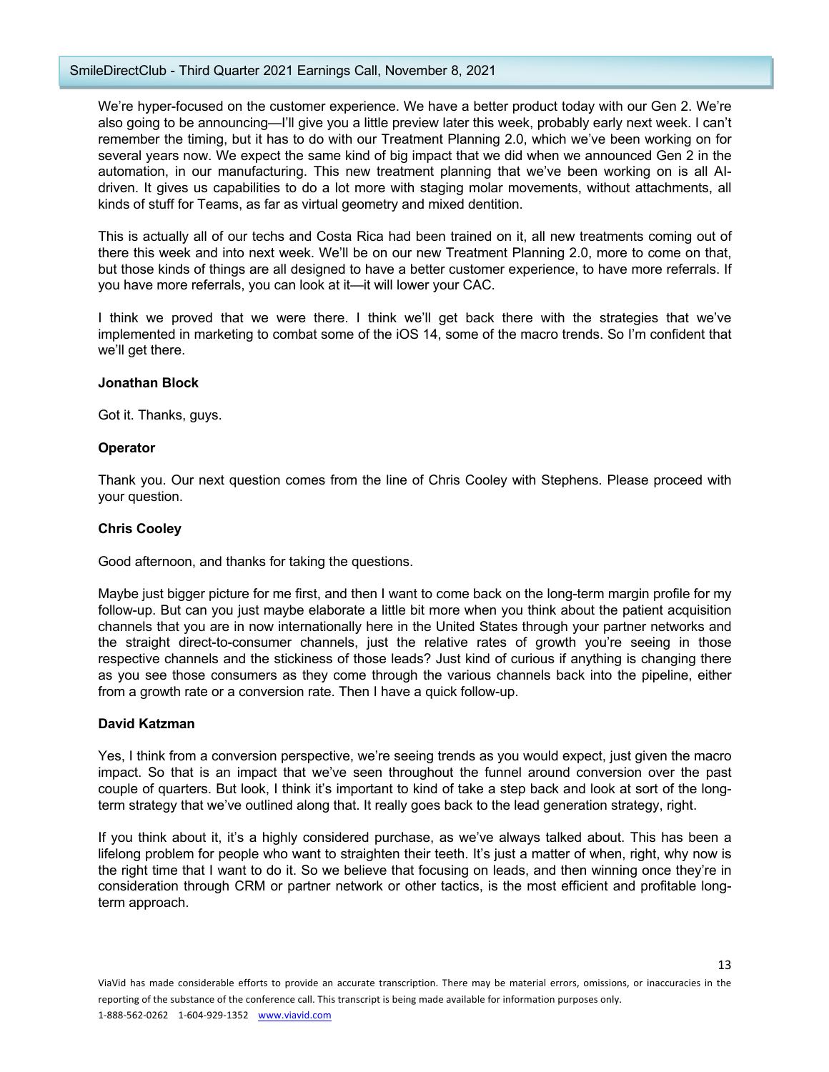We're hyper-focused on the customer experience. We have a better product today with our Gen 2. We're also going to be announcing—I'll give you a little preview later this week, probably early next week. I can't remember the timing, but it has to do with our Treatment Planning 2.0, which we've been working on for several years now. We expect the same kind of big impact that we did when we announced Gen 2 in the automation, in our manufacturing. This new treatment planning that we've been working on is all AI-driven. It gives us capabilities to do a lot more with staging molar movements, without attachments, all kinds of stuff for Teams, as far as virtual geometry and mixed dentition.

This is actually all of our techs and Costa Rica had been trained on it, all new treatments coming out of there this week and into next week. We'll be on our new Treatment Planning 2.0, more to come on that, but those kinds of things are all designed to have a better customer experience, to have more referrals. If you have more referrals, you can look at it—it will lower your CAC.

I think we proved that we were there. I think we'll get back there with the strategies that we've implemented in marketing to combat some of the iOS 14, some of the macro trends. So I'm confident that we'll get there.

**Jonathan Block**

Got it. Thanks, guys.

**Operator**

Thank you. Our next question comes from the line of Chris Cooley with Stephens. Please proceed with your question.

**Chris Cooley**

Good afternoon, and thanks for taking the questions.

Maybe just bigger picture for me first, and then I want to come back on the long-term margin profile for my follow-up. But can you just maybe elaborate a little bit more when you think about the patient acquisition channels that you are in now internationally here in the United States through your partner networks and the straight direct-to-consumer channels, just the relative rates of growth you're seeing in those respective channels and the stickiness of those leads? Just kind of curious if anything is changing there as you see those consumers as they come through the various channels back into the pipeline, either from a growth rate or a conversion rate. Then I have a quick follow-up.

**David Katzman**

Yes, I think from a conversion perspective, we're seeing trends as you would expect, just given the macro impact. So that is an impact that we've seen throughout the funnel around conversion over the past couple of quarters. But look, I think it's important to kind of take a step back and look at sort of the long-term strategy that we've outlined along that. It really goes back to the lead generation strategy, right.

If you think about it, it's a highly considered purchase, as we've always talked about. This has been a lifelong problem for people who want to straighten their teeth. It's just a matter of when, right, why now is the right time that I want to do it. So we believe that focusing on leads, and then winning once they're in consideration through CRM or partner network or other tactics, is the most efficient and profitable long-term approach.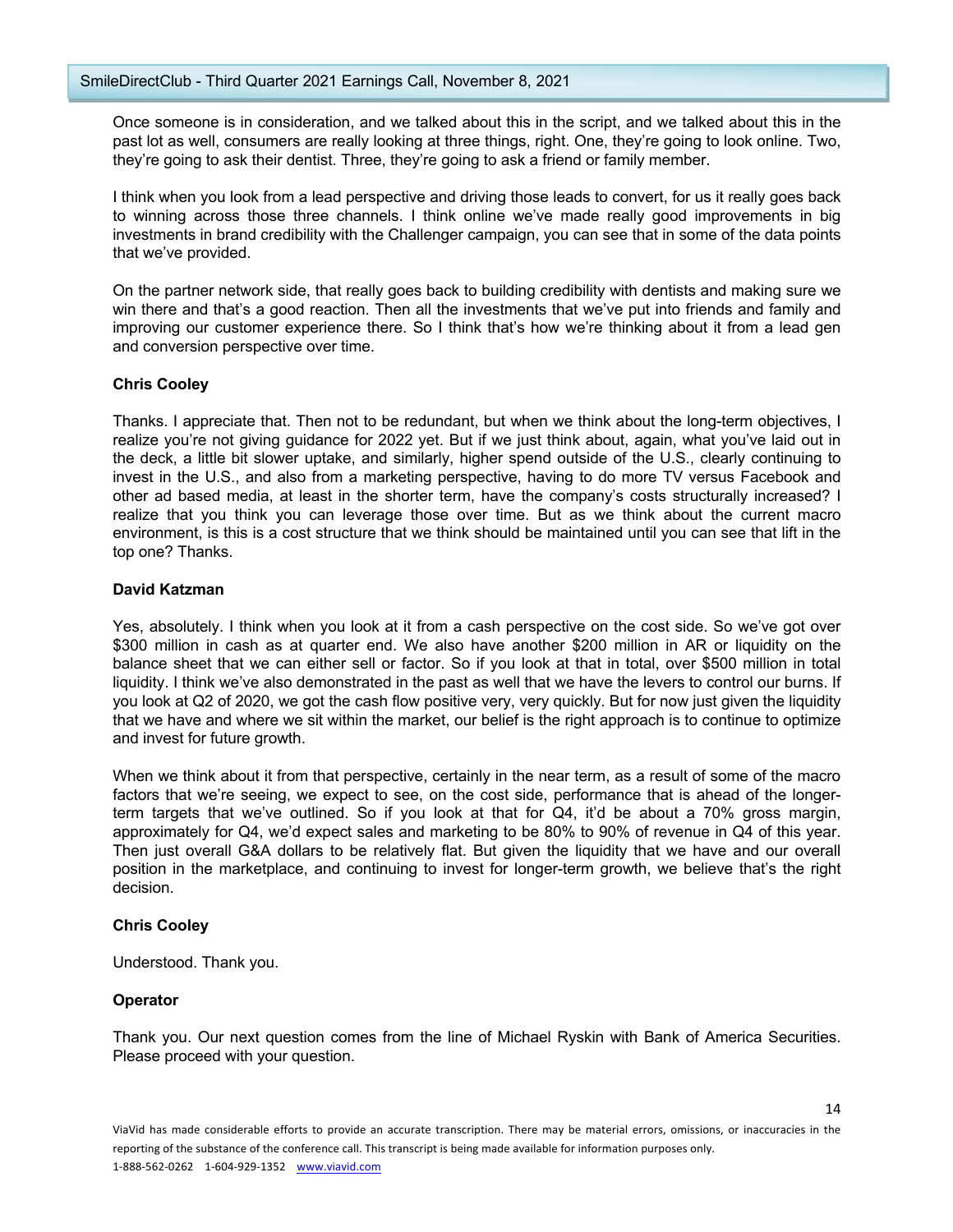Once someone is in consideration, and we talked about this in the script, and we talked about this in the past lot as well, consumers are really looking at three things, right. One, they're going to look online. Two, they're going to ask their dentist. Three, they're going to ask a friend or family member.

I think when you look from a lead perspective and driving those leads to convert, for us it really goes back to winning across those three channels. I think online we've made really good improvements in big investments in brand credibility with the Challenger campaign, you can see that in some of the data points that we've provided.

On the partner network side, that really goes back to building credibility with dentists and making sure we win there and that's a good reaction. Then all the investments that we've put into friends and family and improving our customer experience there. So I think that's how we're thinking about it from a lead gen and conversion perspective over time.

**Chris Cooley**

Thanks. I appreciate that. Then not to be redundant, but when we think about the long-term objectives, I realize you're not giving guidance for 2022 yet. But if we just think about, again, what you've laid out in the deck, a little bit slower uptake, and similarly, higher spend outside of the U.S., clearly continuing to invest in the U.S., and also from a marketing perspective, having to do more TV versus Facebook and other ad based media, at least in the shorter term, have the company's costs structurally increased? I realize that you think you can leverage those over time. But as we think about the current macro environment, is this is a cost structure that we think should be maintained until you can see that lift in the top one? Thanks.

**David Katzman**

Yes, absolutely. I think when you look at it from a cash perspective on the cost side. So we've got over $300 million in cash as at quarter end. We also have another $200 million in AR or liquidity on the balance sheet that we can either sell or factor. So if you look at that in total, over $500 million in total liquidity. I think we've also demonstrated in the past as well that we have the levers to control our burns. If you look at Q2 of 2020, we got the cash flow positive very, very quickly. But for now just given the liquidity that we have and where we sit within the market, our belief is the right approach is to continue to optimize and invest for future growth.

When we think about it from that perspective, certainly in the near term, as a result of some of the macro factors that we're seeing, we expect to see, on the cost side, performance that is ahead of the longer-term targets that we've outlined. So if you look at that for Q4, it'd be about a 70% gross margin, approximately for Q4, we'd expect sales and marketing to be 80% to 90% of revenue in Q4 of this year. Then just overall G&A dollars to be relatively flat. But given the liquidity that we have and our overall position in the marketplace, and continuing to invest for longer-term growth, we believe that's the right decision.

**Chris Cooley**

Understood. Thank you.

**Operator**

Thank you. Our next question comes from the line of Michael Ryskin with Bank of America Securities. Please proceed with your question.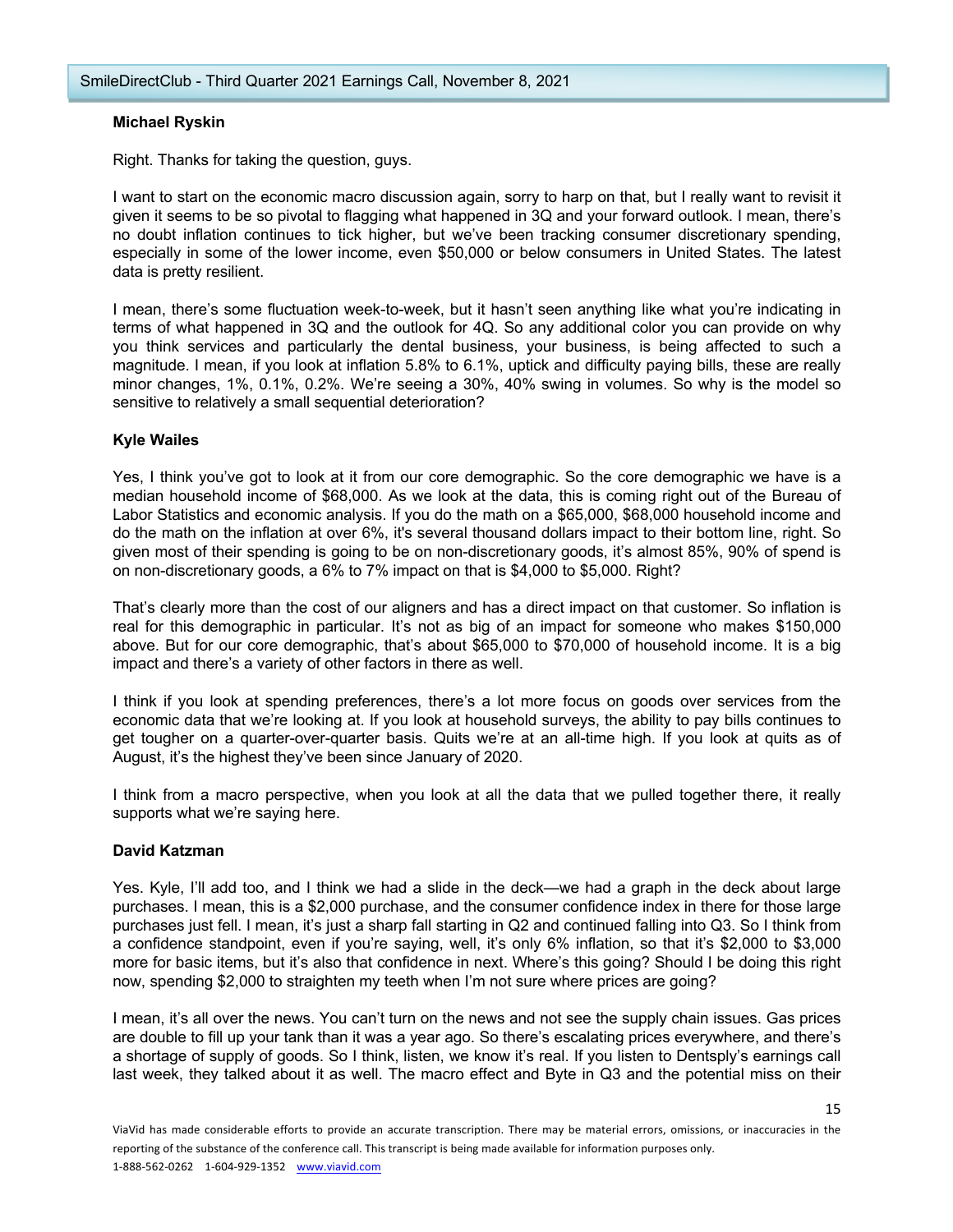**Michael Ryskin**

Right. Thanks for taking the question, guys.

I want to start on the economic macro discussion again, sorry to harp on that, but I really want to revisit it given it seems to be so pivotal to flagging what happened in 3Q and your forward outlook. I mean, there's no doubt inflation continues to tick higher, but we've been tracking consumer discretionary spending, especially in some of the lower income, even $50,000 or below consumers in United States. The latest data is pretty resilient.

I mean, there's some fluctuation week-to-week, but it hasn't seen anything like what you're indicating in terms of what happened in 3Q and the outlook for 4Q. So any additional color you can provide on why you think services and particularly the dental business, your business, is being affected to such a magnitude. I mean, if you look at inflation 5.8% to 6.1%, uptick and difficulty paying bills, these are really minor changes, 1%, 0.1%, 0.2%. We're seeing a 30%, 40% swing in volumes. So why is the model so sensitive to relatively a small sequential deterioration?

**Kyle Wailes**

Yes, I think you've got to look at it from our core demographic. So the core demographic we have is a median household income of $68,000. As we look at the data, this is coming right out of the Bureau of Labor Statistics and economic analysis. If you do the math on a $65,000, $68,000 household income and do the math on the inflation at over 6%, it's several thousand dollars impact to their bottom line, right. So given most of their spending is going to be on non-discretionary goods, it's almost 85%, 90% of spend is on non-discretionary goods, a 6% to 7% impact on that is $4,000 to $5,000. Right?

That's clearly more than the cost of our aligners and has a direct impact on that customer. So inflation is real for this demographic in particular. It's not as big of an impact for someone who makes $150,000 above. But for our core demographic, that's about $65,000 to $70,000 of household income. It is a big impact and there's a variety of other factors in there as well.

I think if you look at spending preferences, there's a lot more focus on goods over services from the economic data that we're looking at. If you look at household surveys, the ability to pay bills continues to get tougher on a quarter-over-quarter basis. Quits we're at an all-time high. If you look at quits as of August, it's the highest they've been since January of 2020.

I think from a macro perspective, when you look at all the data that we pulled together there, it really supports what we're saying here.

**David Katzman**

Yes. Kyle, I'll add too, and I think we had a slide in the deck—we had a graph in the deck about large purchases. I mean, this is a $2,000 purchase, and the consumer confidence index in there for those large purchases just fell. I mean, it's just a sharp fall starting in Q2 and continued falling into Q3. So I think from a confidence standpoint, even if you're saying, well, it's only 6% inflation, so that it's $2,000 to $3,000 more for basic items, but it's also that confidence in next. Where's this going? Should I be doing this right now, spending $2,000 to straighten my teeth when I'm not sure where prices are going?

I mean, it's all over the news. You can't turn on the news and not see the supply chain issues. Gas prices are double to fill up your tank than it was a year ago. So there's escalating prices everywhere, and there's a shortage of supply of goods. So I think, listen, we know it's real. If you listen to Dentsply's earnings call last week, they talked about it as well. The macro effect and Byte in Q3 and the potential miss on their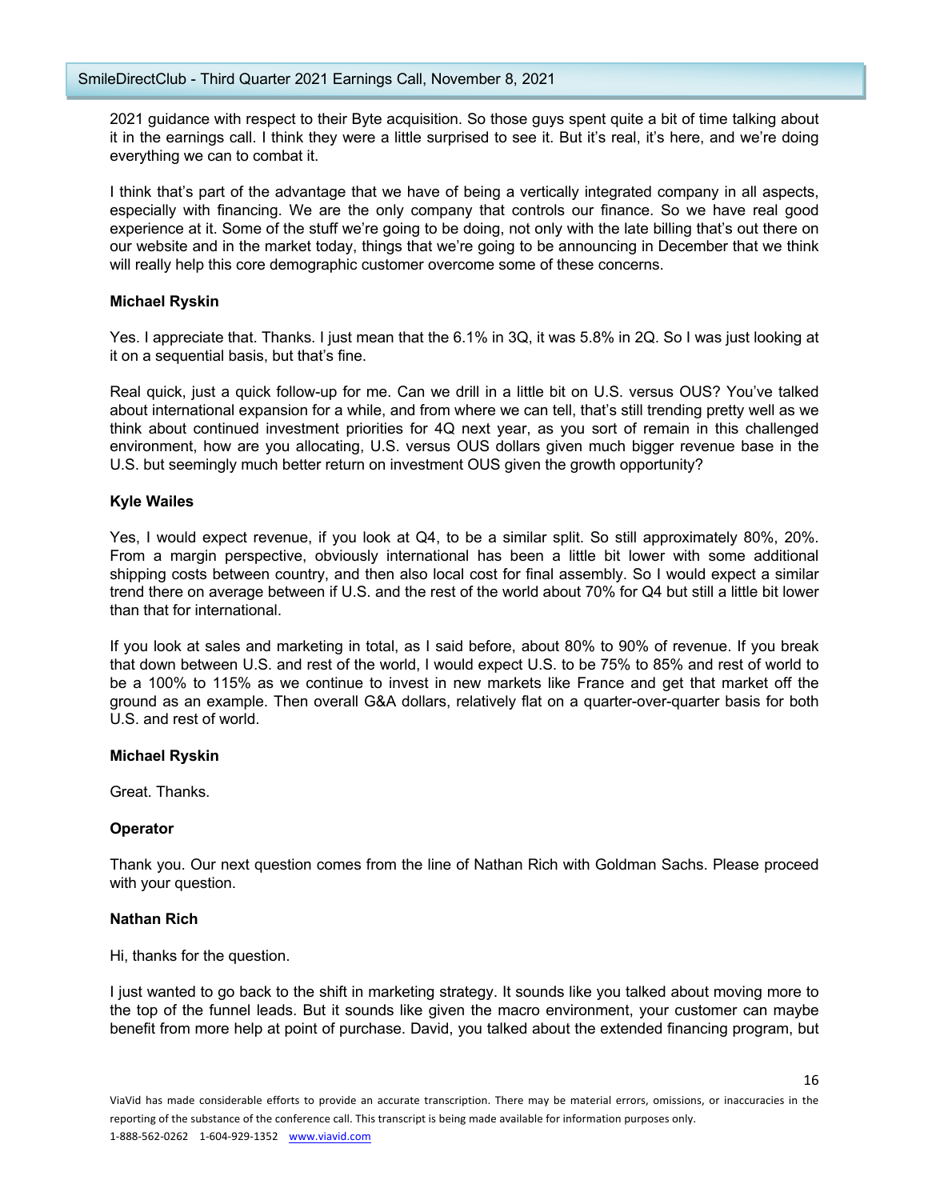2021 guidance with respect to their Byte acquisition. So those guys spent quite a bit of time talking about it in the earnings call. I think they were a little surprised to see it. But it's real, it's here, and we're doing everything we can to combat it.

I think that's part of the advantage that we have of being a vertically integrated company in all aspects, especially with financing. We are the only company that controls our finance. So we have real good experience at it. Some of the stuff we're going to be doing, not only with the late billing that's out there on our website and in the market today, things that we're going to be announcing in December that we think will really help this core demographic customer overcome some of these concerns.

**Michael Ryskin**

Yes. I appreciate that. Thanks. I just mean that the 6.1% in 3Q, it was 5.8% in 2Q. So I was just looking at it on a sequential basis, but that's fine.

Real quick, just a quick follow-up for me. Can we drill in a little bit on U.S. versus OUS? You've talked about international expansion for a while, and from where we can tell, that's still trending pretty well as we think about continued investment priorities for 4Q next year, as you sort of remain in this challenged environment, how are you allocating, U.S. versus OUS dollars given much bigger revenue base in the U.S. but seemingly much better return on investment OUS given the growth opportunity?

**Kyle Wailes**

Yes, I would expect revenue, if you look at Q4, to be a similar split. So still approximately 80%, 20%. From a margin perspective, obviously international has been a little bit lower with some additional shipping costs between country, and then also local cost for final assembly. So I would expect a similar trend there on average between if U.S. and the rest of the world about 70% for Q4 but still a little bit lower than that for international.

If you look at sales and marketing in total, as I said before, about 80% to 90% of revenue. If you break that down between U.S. and rest of the world, I would expect U.S. to be 75% to 85% and rest of world to be a 100% to 115% as we continue to invest in new markets like France and get that market off the ground as an example. Then overall G&A dollars, relatively flat on a quarter-over-quarter basis for both U.S. and rest of world.

**Michael Ryskin**

Great. Thanks.

**Operator**

Thank you. Our next question comes from the line of Nathan Rich with Goldman Sachs. Please proceed with your question.

**Nathan Rich**

Hi, thanks for the question.

I just wanted to go back to the shift in marketing strategy. It sounds like you talked about moving more to the top of the funnel leads. But it sounds like given the macro environment, your customer can maybe benefit from more help at point of purchase. David, you talked about the extended financing program, but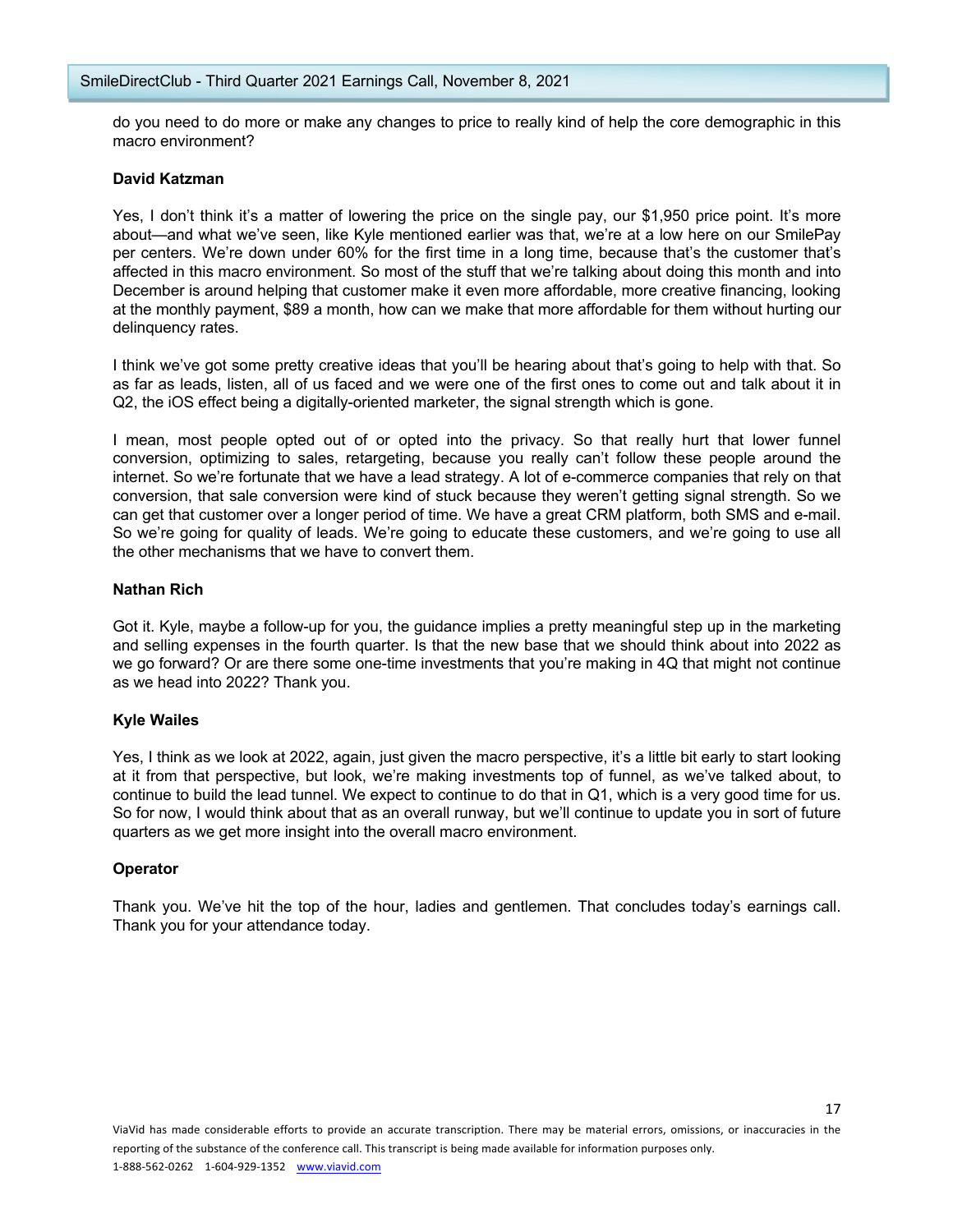do you need to do more or make any changes to price to really kind of help the core demographic in this macro environment?

**David Katzman**

Yes, I don't think it's a matter of lowering the price on the single pay, our $1,950 price point. It's more about—and what we've seen, like Kyle mentioned earlier was that, we're at a low here on our SmilePay per centers. We're down under 60% for the first time in a long time, because that's the customer that's affected in this macro environment. So most of the stuff that we're talking about doing this month and into December is around helping that customer make it even more affordable, more creative financing, looking at the monthly payment, $89 a month, how can we make that more affordable for them without hurting our delinquency rates.

I think we've got some pretty creative ideas that you'll be hearing about that's going to help with that. So as far as leads, listen, all of us faced and we were one of the first ones to come out and talk about it in Q2, the iOS effect being a digitally-oriented marketer, the signal strength which is gone.

I mean, most people opted out of or opted into the privacy. So that really hurt that lower funnel conversion, optimizing to sales, retargeting, because you really can't follow these people around the internet. So we're fortunate that we have a lead strategy. A lot of e-commerce companies that rely on that conversion, that sale conversion were kind of stuck because they weren't getting signal strength. So we can get that customer over a longer period of time. We have a great CRM platform, both SMS and e-mail. So we're going for quality of leads. We're going to educate these customers, and we're going to use all the other mechanisms that we have to convert them.

**Nathan Rich**

Got it. Kyle, maybe a follow-up for you, the guidance implies a pretty meaningful step up in the marketing and selling expenses in the fourth quarter. Is that the new base that we should think about into 2022 as we go forward? Or are there some one-time investments that you're making in 4Q that might not continue as we head into 2022? Thank you.

**Kyle Wailes**

Yes, I think as we look at 2022, again, just given the macro perspective, it's a little bit early to start looking at it from that perspective, but look, we're making investments top of funnel, as we've talked about, to continue to build the lead tunnel. We expect to continue to do that in Q1, which is a very good time for us. So for now, I would think about that as an overall runway, but we'll continue to update you in sort of future quarters as we get more insight into the overall macro environment.

**Operator**

Thank you. We've hit the top of the hour, ladies and gentlemen. That concludes today's earnings call. Thank you for your attendance today.